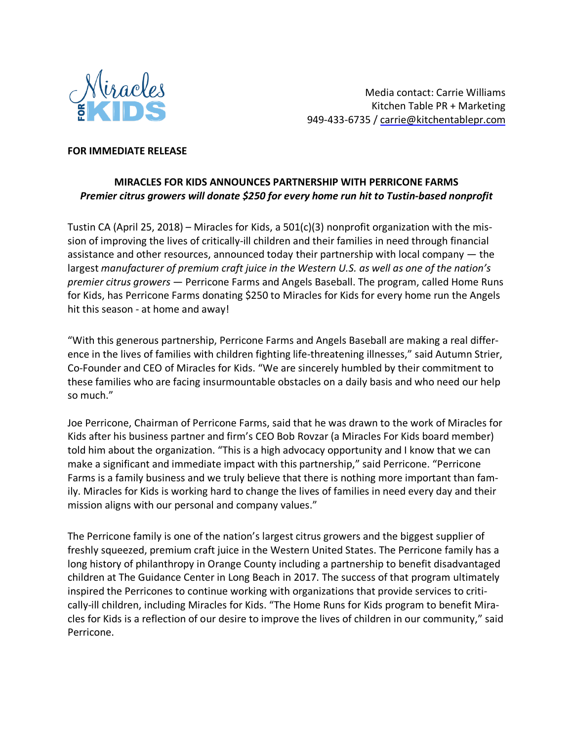Miracles FOR KIDS

Media contact: Carrie Williams
Kitchen Table PR + Marketing
949-433-6735 / carrie@kitchentablepr.com

**FOR IMMEDIATE RELEASE**

**MIRACLES FOR KIDS ANNOUNCES PARTNERSHIP WITH PERRICONE FARMS**
***Premier citrus growers will donate $250 for every home run hit to Tustin-based nonprofit***

Tustin CA (April 25, 2018) – Miracles for Kids, a 501(c)(3) nonprofit organization with the mission of improving the lives of critically-ill children and their families in need through financial assistance and other resources, announced today their partnership with local company — the largest *manufacturer of premium craft juice in the Western U.S. as well as one of the nation's premier citrus growers* — Perricone Farms and Angels Baseball. The program, called Home Runs for Kids, has Perricone Farms donating $250 to Miracles for Kids for every home run the Angels hit this season - at home and away!

"With this generous partnership, Perricone Farms and Angels Baseball are making a real difference in the lives of families with children fighting life-threatening illnesses," said Autumn Strier, Co-Founder and CEO of Miracles for Kids. "We are sincerely humbled by their commitment to these families who are facing insurmountable obstacles on a daily basis and who need our help so much."

Joe Perricone, Chairman of Perricone Farms, said that he was drawn to the work of Miracles for Kids after his business partner and firm's CEO Bob Rovzar (a Miracles For Kids board member) told him about the organization. "This is a high advocacy opportunity and I know that we can make a significant and immediate impact with this partnership," said Perricone. "Perricone Farms is a family business and we truly believe that there is nothing more important than family. Miracles for Kids is working hard to change the lives of families in need every day and their mission aligns with our personal and company values."

The Perricone family is one of the nation's largest citrus growers and the biggest supplier of freshly squeezed, premium craft juice in the Western United States. The Perricone family has a long history of philanthropy in Orange County including a partnership to benefit disadvantaged children at The Guidance Center in Long Beach in 2017. The success of that program ultimately inspired the Perricones to continue working with organizations that provide services to critically-ill children, including Miracles for Kids. "The Home Runs for Kids program to benefit Miracles for Kids is a reflection of our desire to improve the lives of children in our community," said Perricone.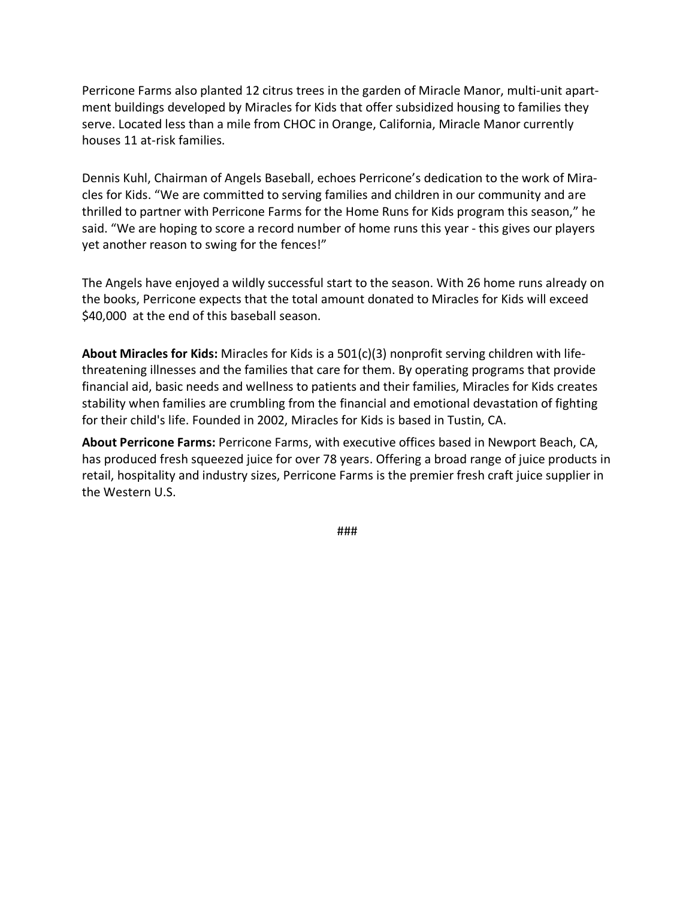Perricone Farms also planted 12 citrus trees in the garden of Miracle Manor, multi-unit apartment buildings developed by Miracles for Kids that offer subsidized housing to families they serve. Located less than a mile from CHOC in Orange, California, Miracle Manor currently houses 11 at-risk families.

Dennis Kuhl, Chairman of Angels Baseball, echoes Perricone's dedication to the work of Miracles for Kids. "We are committed to serving families and children in our community and are thrilled to partner with Perricone Farms for the Home Runs for Kids program this season," he said. "We are hoping to score a record number of home runs this year - this gives our players yet another reason to swing for the fences!"

The Angels have enjoyed a wildly successful start to the season. With 26 home runs already on the books, Perricone expects that the total amount donated to Miracles for Kids will exceed $40,000 at the end of this baseball season.

**About Miracles for Kids:** Miracles for Kids is a 501(c)(3) nonprofit serving children with life-threatening illnesses and the families that care for them. By operating programs that provide financial aid, basic needs and wellness to patients and their families, Miracles for Kids creates stability when families are crumbling from the financial and emotional devastation of fighting for their child's life. Founded in 2002, Miracles for Kids is based in Tustin, CA.

**About Perricone Farms:** Perricone Farms, with executive offices based in Newport Beach, CA, has produced fresh squeezed juice for over 78 years. Offering a broad range of juice products in retail, hospitality and industry sizes, Perricone Farms is the premier fresh craft juice supplier in the Western U.S.

###